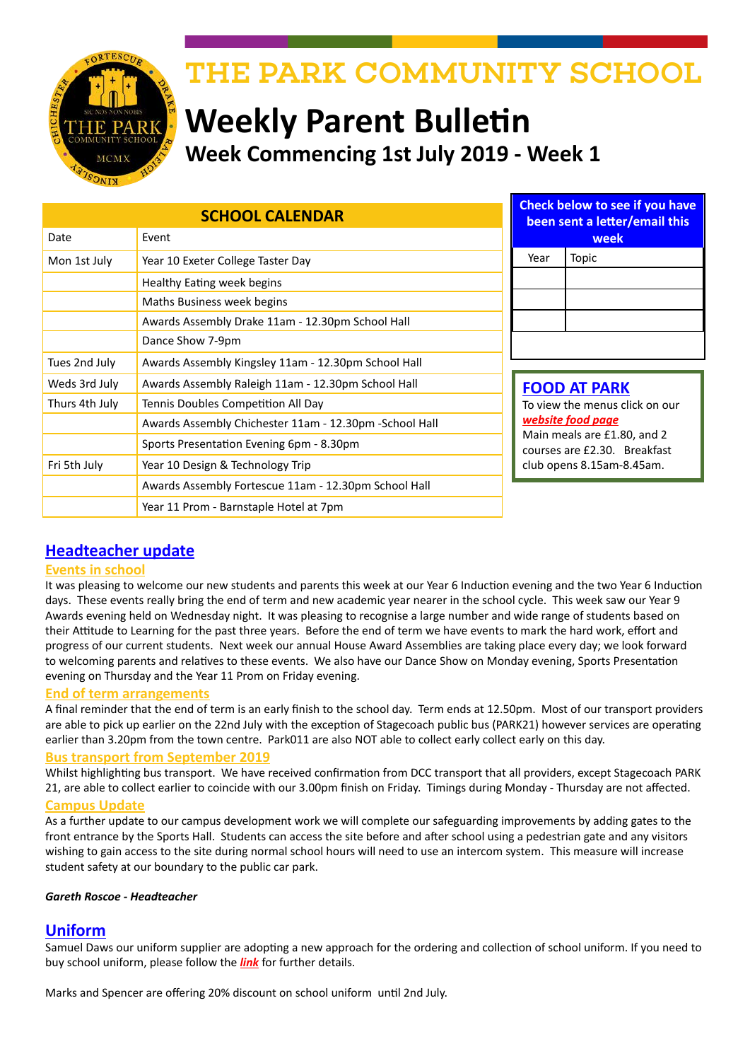# THE PARK COMMUNITY SCHOOL

# Weekly Parent Bulletin

## Week Commencing 1st July 2019 - Week 1

| SCHOOL CALENDAR | |
|---|---|
| Date | Event |
| Mon 1st July | Year 10 Exeter College Taster Day |
| | Healthy Eating week begins |
| | Maths Business week begins |
| | Awards Assembly Drake 11am - 12.30pm School Hall |
| | Dance Show 7-9pm |
| Tues 2nd July | Awards Assembly Kingsley 11am - 12.30pm School Hall |
| Weds 3rd July | Awards Assembly Raleigh 11am - 12.30pm School Hall |
| Thurs 4th July | Tennis Doubles Competition All Day |
| | Awards Assembly Chichester 11am - 12.30pm -School Hall |
| | Sports Presentation Evening 6pm - 8.30pm |
| Fri 5th July | Year 10 Design & Technology Trip |
| | Awards Assembly Fortescue 11am - 12.30pm School Hall |
| | Year 11 Prom - Barnstaple Hotel at 7pm |

**Check below to see if you have been sent a letter/email this week**

| Year | Topic |
|---|---|
| | |
| | |
| | |

### FOOD AT PARK

To view the menus click on our ***website food page***
Main meals are £1.80, and 2 courses are £2.30. Breakfast club opens 8.15am-8.45am.

## Headteacher update

### Events in school

It was pleasing to welcome our new students and parents this week at our Year 6 Induction evening and the two Year 6 Induction days. These events really bring the end of term and new academic year nearer in the school cycle. This week saw our Year 9 Awards evening held on Wednesday night. It was pleasing to recognise a large number and wide range of students based on their Attitude to Learning for the past three years. Before the end of term we have events to mark the hard work, effort and progress of our current students. Next week our annual House Award Assemblies are taking place every day; we look forward to welcoming parents and relatives to these events. We also have our Dance Show on Monday evening, Sports Presentation evening on Thursday and the Year 11 Prom on Friday evening.

### End of term arrangements

A final reminder that the end of term is an early finish to the school day. Term ends at 12.50pm. Most of our transport providers are able to pick up earlier on the 22nd July with the exception of Stagecoach public bus (PARK21) however services are operating earlier than 3.20pm from the town centre. Park011 are also NOT able to collect early collect early on this day.

### Bus transport from September 2019

Whilst highlighting bus transport. We have received confirmation from DCC transport that all providers, except Stagecoach PARK 21, are able to collect earlier to coincide with our 3.00pm finish on Friday. Timings during Monday - Thursday are not affected.

### Campus Update

As a further update to our campus development work we will complete our safeguarding improvements by adding gates to the front entrance by the Sports Hall. Students can access the site before and after school using a pedestrian gate and any visitors wishing to gain access to the site during normal school hours will need to use an intercom system. This measure will increase student safety at our boundary to the public car park.

***Gareth Roscoe - Headteacher***

## Uniform

Samuel Daws our uniform supplier are adopting a new approach for the ordering and collection of school uniform. If you need to buy school uniform, please follow the ***link*** for further details.

Marks and Spencer are offering 20% discount on school uniform until 2nd July.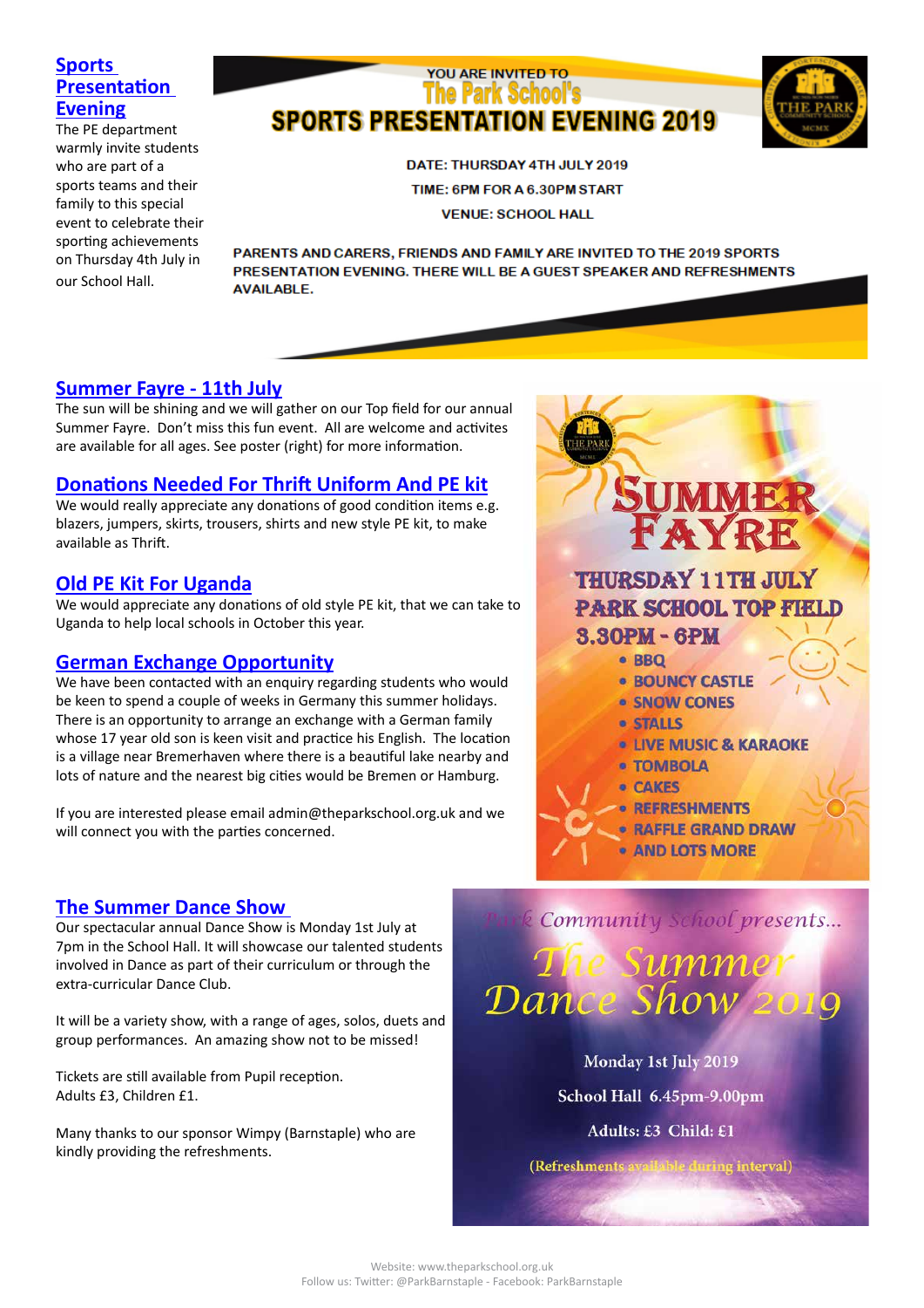## Sports Presentation Evening

The PE department warmly invite students who are part of a sports teams and their family to this special event to celebrate their sporting achievements on Thursday 4th July in our School Hall.

YOU ARE INVITED TO
The Park School's
**SPORTS PRESENTATION EVENING 2019**

THE PARK COMMUNITY SCHOOL MCMX

DATE: THURSDAY 4TH JULY 2019

TIME: 6PM FOR A 6.30PM START

VENUE: SCHOOL HALL

PARENTS AND CARERS, FRIENDS AND FAMILY ARE INVITED TO THE 2019 SPORTS PRESENTATION EVENING. THERE WILL BE A GUEST SPEAKER AND REFRESHMENTS AVAILABLE.

## Summer Fayre - 11th July

The sun will be shining and we will gather on our Top field for our annual Summer Fayre. Don't miss this fun event. All are welcome and activites are available for all ages. See poster (right) for more information.

## Donations Needed For Thrift Uniform And PE kit

We would really appreciate any donations of good condition items e.g. blazers, jumpers, skirts, trousers, shirts and new style PE kit, to make available as Thrift.

## Old PE Kit For Uganda

We would appreciate any donations of old style PE kit, that we can take to Uganda to help local schools in October this year.

## German Exchange Opportunity

We have been contacted with an enquiry regarding students who would be keen to spend a couple of weeks in Germany this summer holidays. There is an opportunity to arrange an exchange with a German family whose 17 year old son is keen visit and practice his English. The location is a village near Bremerhaven where there is a beautiful lake nearby and lots of nature and the nearest big cities would be Bremen or Hamburg.

If you are interested please email admin@theparkschool.org.uk and we will connect you with the parties concerned.

**SUMMER FAYRE**

THURSDAY 11TH JULY
PARK SCHOOL TOP FIELD
3.30PM - 6PM

- BBQ
- BOUNCY CASTLE
- SNOW CONES
- STALLS
- LIVE MUSIC & KARAOKE
- TOMBOLA
- CAKES
- REFRESHMENTS
- RAFFLE GRAND DRAW
- AND LOTS MORE

## The Summer Dance Show

Our spectacular annual Dance Show is Monday 1st July at 7pm in the School Hall. It will showcase our talented students involved in Dance as part of their curriculum or through the extra-curricular Dance Club.

It will be a variety show, with a range of ages, solos, duets and group performances. An amazing show not to be missed!

Tickets are still available from Pupil reception.
Adults £3, Children £1.

Many thanks to our sponsor Wimpy (Barnstaple) who are kindly providing the refreshments.

*Park Community School presents...*

*The Summer Dance Show 2019*

Monday 1st July 2019

School Hall 6.45pm-9.00pm

Adults: £3 Child: £1

(Refreshments available during interval)

Website: www.theparkschool.org.uk
Follow us: Twitter: @ParkBarnstaple - Facebook: ParkBarnstaple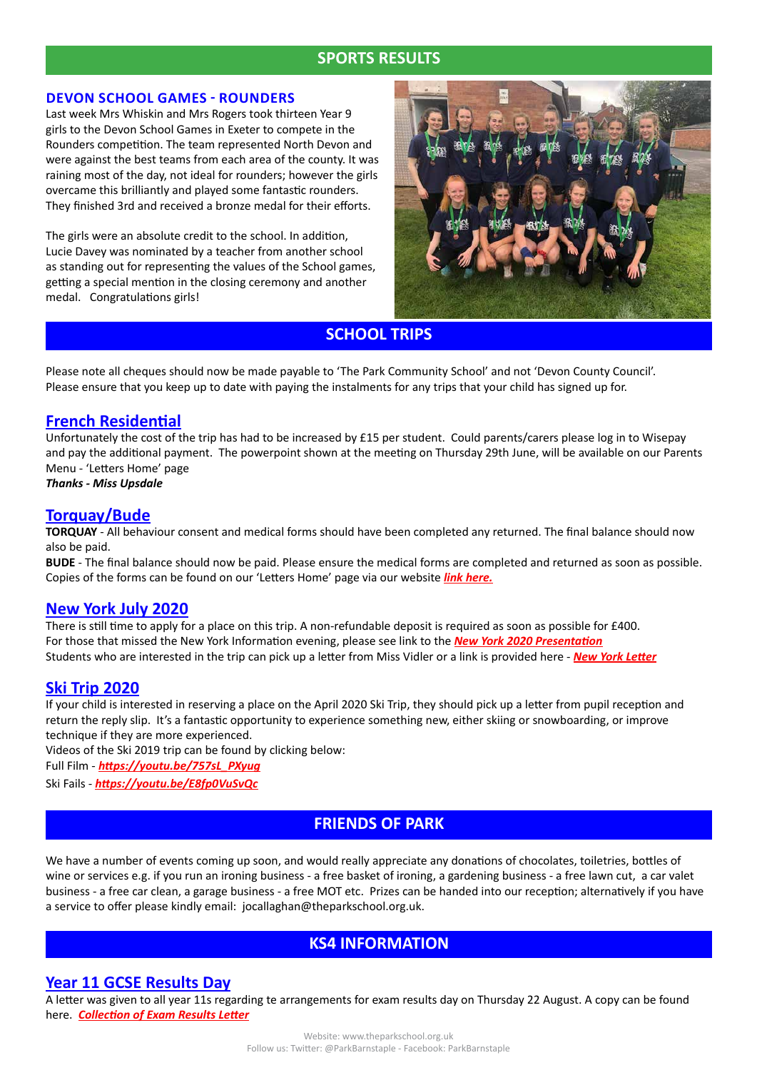## SPORTS RESULTS

### DEVON SCHOOL GAMES - ROUNDERS

Last week Mrs Whiskin and Mrs Rogers took thirteen Year 9 girls to the Devon School Games in Exeter to compete in the Rounders competition. The team represented North Devon and were against the best teams from each area of the county. It was raining most of the day, not ideal for rounders; however the girls overcame this brilliantly and played some fantastic rounders. They finished 3rd and received a bronze medal for their efforts.

The girls were an absolute credit to the school. In addition, Lucie Davey was nominated by a teacher from another school as standing out for representing the values of the School games, getting a special mention in the closing ceremony and another medal. Congratulations girls!

## SCHOOL TRIPS

Please note all cheques should now be made payable to 'The Park Community School' and not 'Devon County Council'. Please ensure that you keep up to date with paying the instalments for any trips that your child has signed up for.

### French Residential

Unfortunately the cost of the trip has had to be increased by £15 per student. Could parents/carers please log in to Wisepay and pay the additional payment. The powerpoint shown at the meeting on Thursday 29th June, will be available on our Parents Menu - 'Letters Home' page

***Thanks - Miss Upsdale***

### Torquay/Bude

**TORQUAY** - All behaviour consent and medical forms should have been completed any returned. The final balance should now also be paid.

**BUDE** - The final balance should now be paid. Please ensure the medical forms are completed and returned as soon as possible. Copies of the forms can be found on our 'Letters Home' page via our website ***link here.***

### New York July 2020

There is still time to apply for a place on this trip. A non-refundable deposit is required as soon as possible for £400.
For those that missed the New York Information evening, please see link to the ***New York 2020 Presentation***
Students who are interested in the trip can pick up a letter from Miss Vidler or a link is provided here - ***New York Letter***

### Ski Trip 2020

If your child is interested in reserving a place on the April 2020 Ski Trip, they should pick up a letter from pupil reception and return the reply slip. It's a fantastic opportunity to experience something new, either skiing or snowboarding, or improve technique if they are more experienced.

Videos of the Ski 2019 trip can be found by clicking below:

Full Film - ***https://youtu.be/757sL_PXyug***

Ski Fails - ***https://youtu.be/E8fp0VuSvQc***

## FRIENDS OF PARK

We have a number of events coming up soon, and would really appreciate any donations of chocolates, toiletries, bottles of wine or services e.g. if you run an ironing business - a free basket of ironing, a gardening business - a free lawn cut, a car valet business - a free car clean, a garage business - a free MOT etc. Prizes can be handed into our reception; alternatively if you have a service to offer please kindly email: jocallaghan@theparkschool.org.uk.

## KS4 INFORMATION

### Year 11 GCSE Results Day

A letter was given to all year 11s regarding te arrangements for exam results day on Thursday 22 August. A copy can be found here. ***Collection of Exam Results Letter***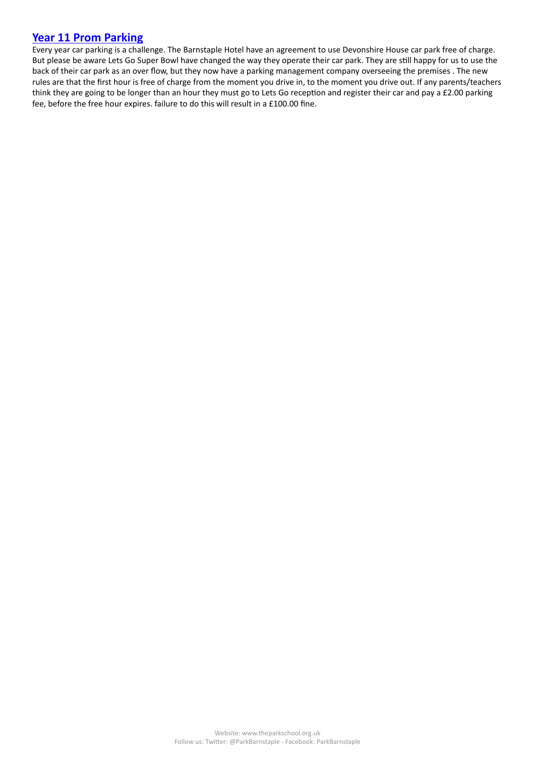## Year 11 Prom Parking

Every year car parking is a challenge. The Barnstaple Hotel have an agreement to use Devonshire House car park free of charge. But please be aware Lets Go Super Bowl have changed the way they operate their car park. They are still happy for us to use the back of their car park as an over flow, but they now have a parking management company overseeing the premises . The new rules are that the first hour is free of charge from the moment you drive in, to the moment you drive out. If any parents/teachers think they are going to be longer than an hour they must go to Lets Go reception and register their car and pay a £2.00 parking fee, before the free hour expires. failure to do this will result in a £100.00 fine.